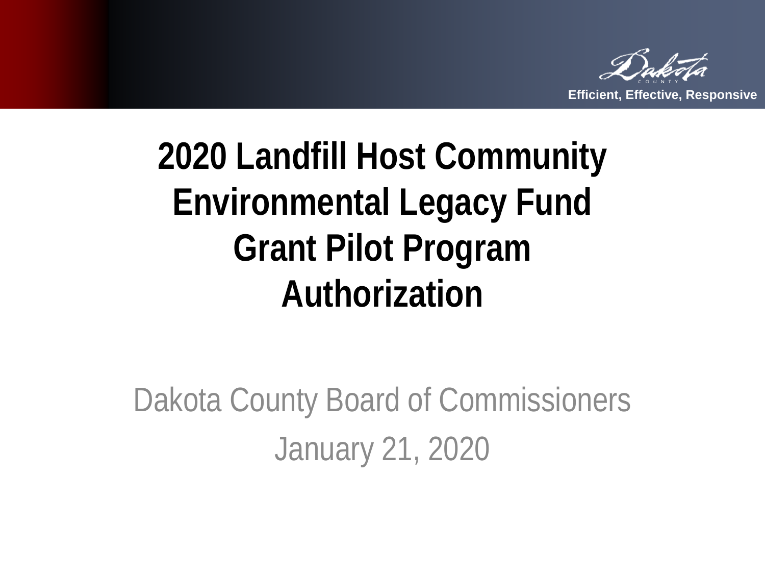# 2020 Landfill Host Community Environmental Legacy Fund Grant Pilot Program Authorization

Dakota County Board of Commissioners

January 21, 2020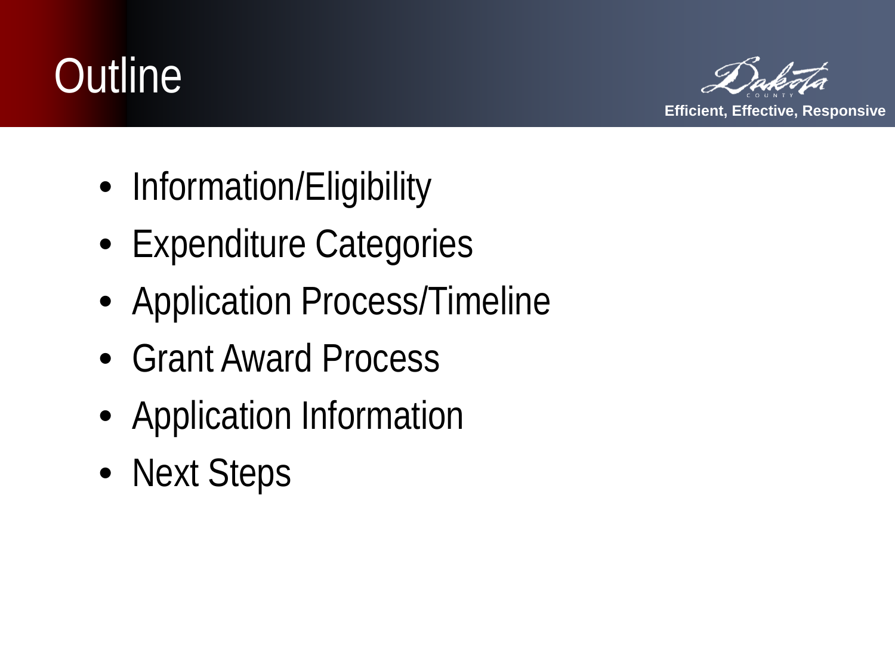# Outline

- Information/Eligibility
- Expenditure Categories
- Application Process/Timeline
- Grant Award Process
- Application Information
- Next Steps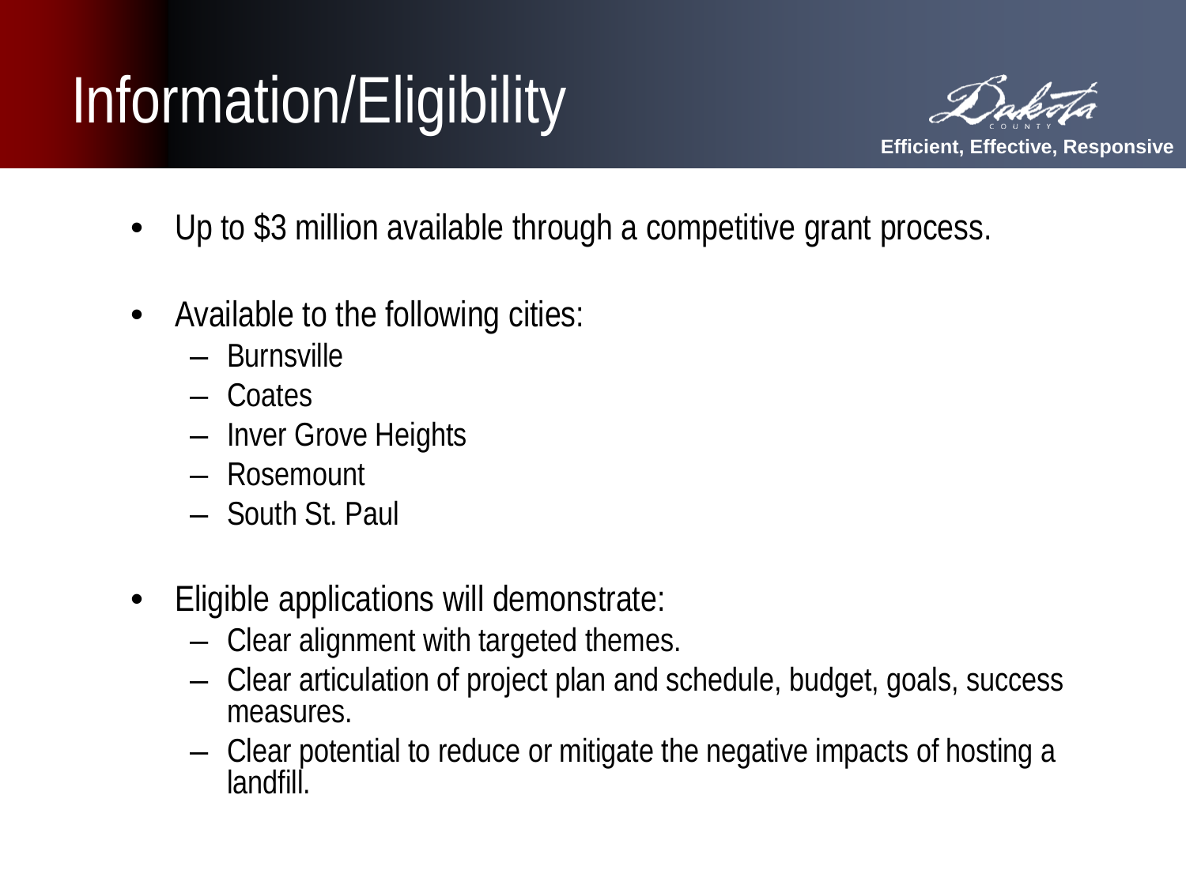# Information/Eligibility

- Up to $3 million available through a competitive grant process.

- Available to the following cities:
  - Burnsville
  - Coates
  - Inver Grove Heights
  - Rosemount
  - South St. Paul

- Eligible applications will demonstrate:
  - Clear alignment with targeted themes.
  - Clear articulation of project plan and schedule, budget, goals, success measures.
  - Clear potential to reduce or mitigate the negative impacts of hosting a landfill.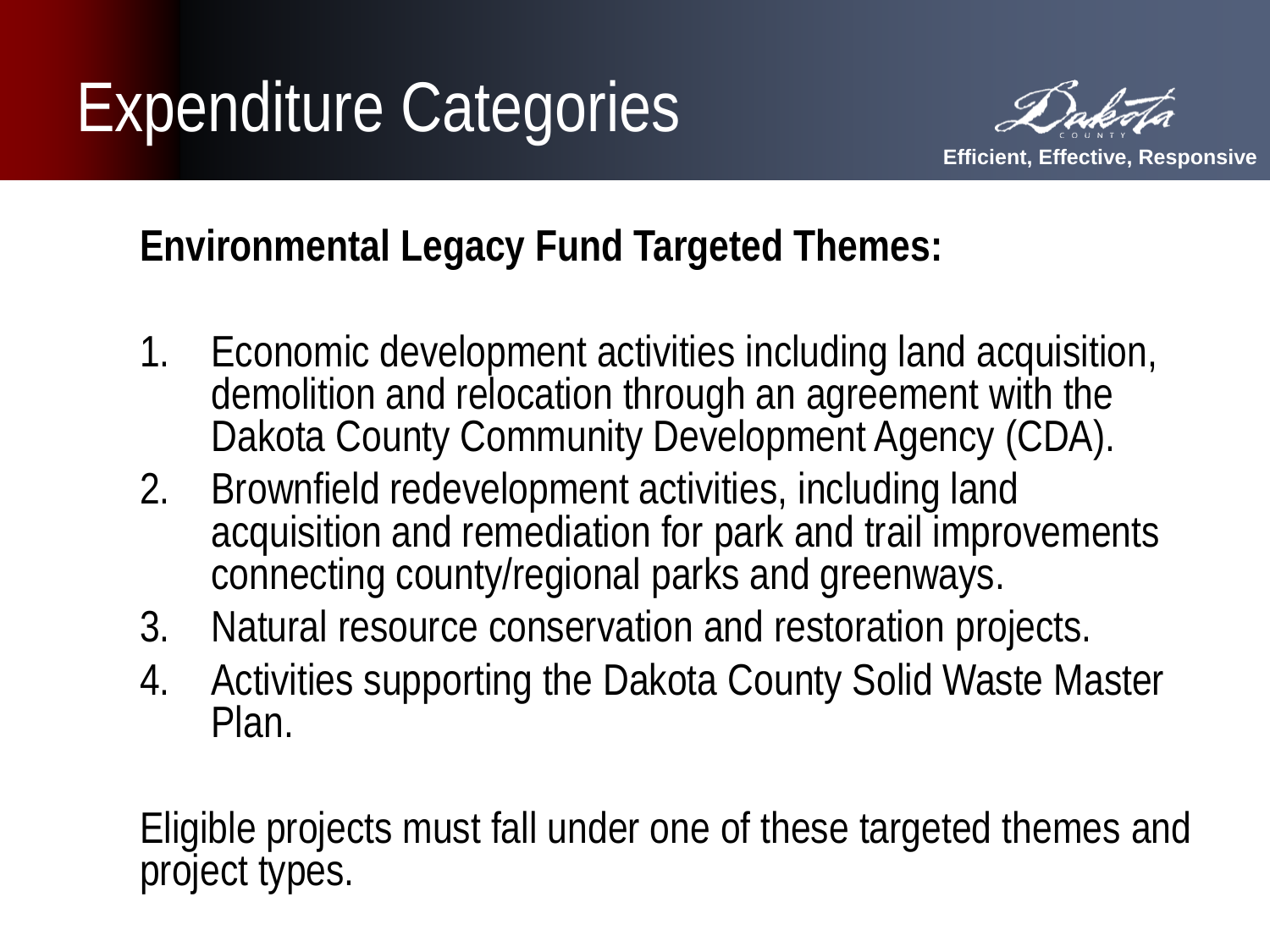# Expenditure Categories

**Environmental Legacy Fund Targeted Themes:**

1. Economic development activities including land acquisition, demolition and relocation through an agreement with the Dakota County Community Development Agency (CDA).
2. Brownfield redevelopment activities, including land acquisition and remediation for park and trail improvements connecting county/regional parks and greenways.
3. Natural resource conservation and restoration projects.
4. Activities supporting the Dakota County Solid Waste Master Plan.

Eligible projects must fall under one of these targeted themes and project types.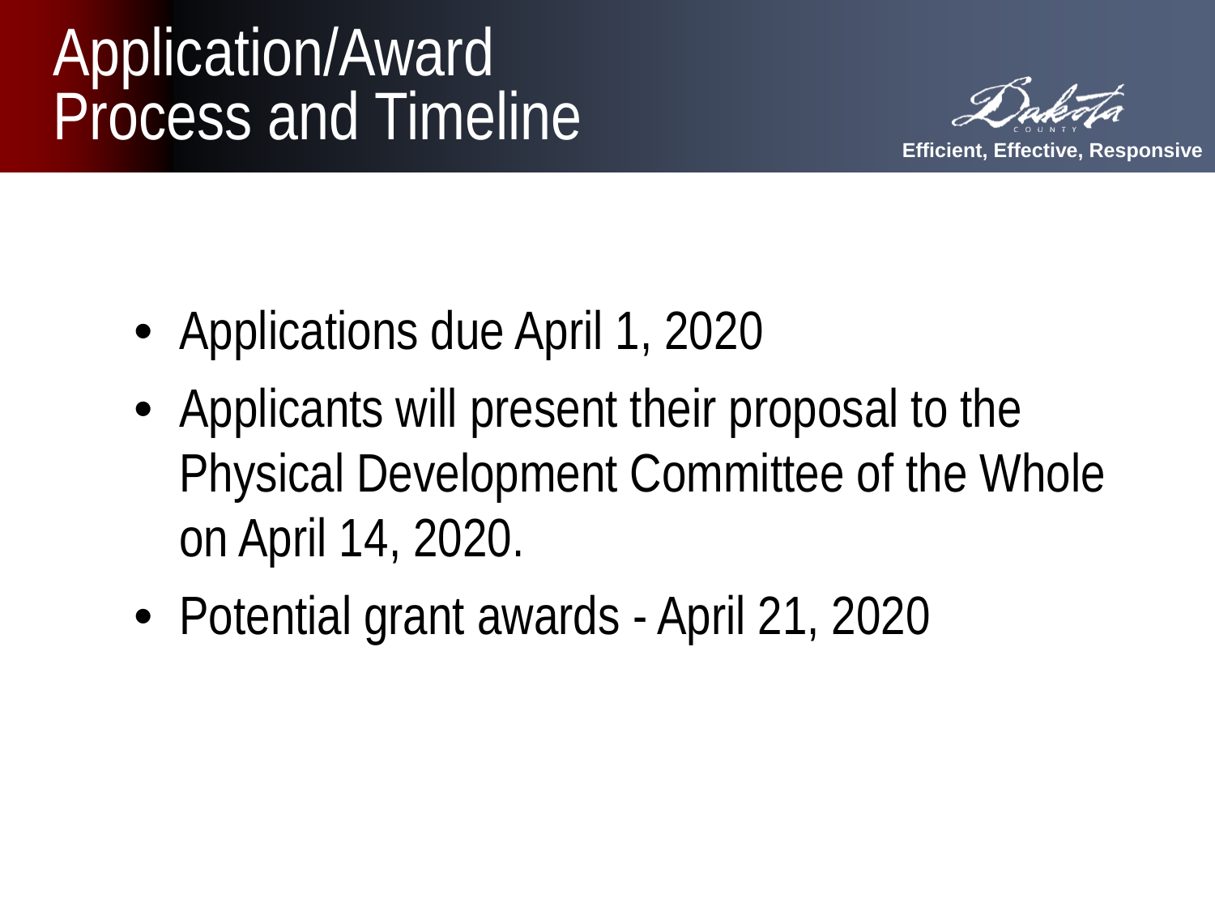# Application/Award Process and Timeline

Dakota County

**Efficient, Effective, Responsive**

- Applications due April 1, 2020
- Applicants will present their proposal to the Physical Development Committee of the Whole on April 14, 2020.
- Potential grant awards - April 21, 2020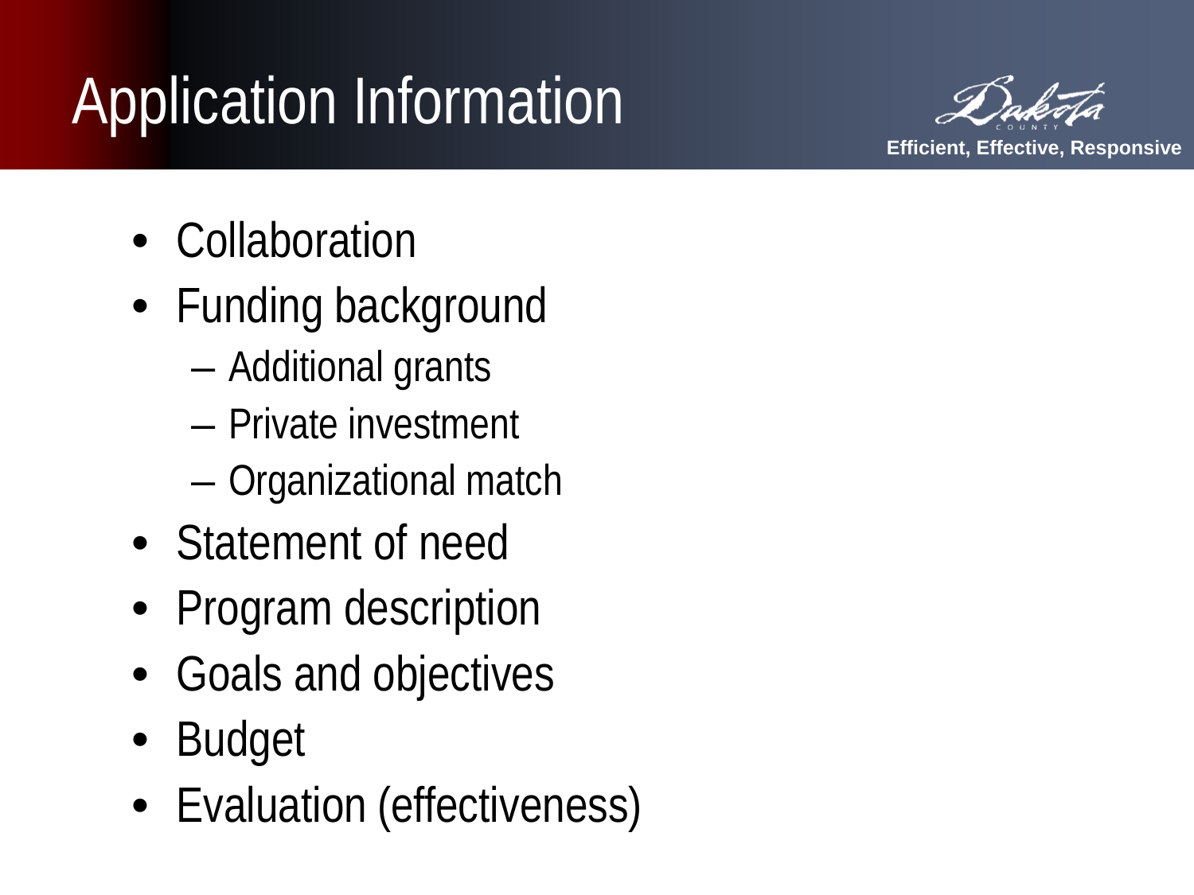# Application Information

Dakota County — Efficient, Effective, Responsive

- Collaboration
- Funding background
  - Additional grants
  - Private investment
  - Organizational match
- Statement of need
- Program description
- Goals and objectives
- Budget
- Evaluation (effectiveness)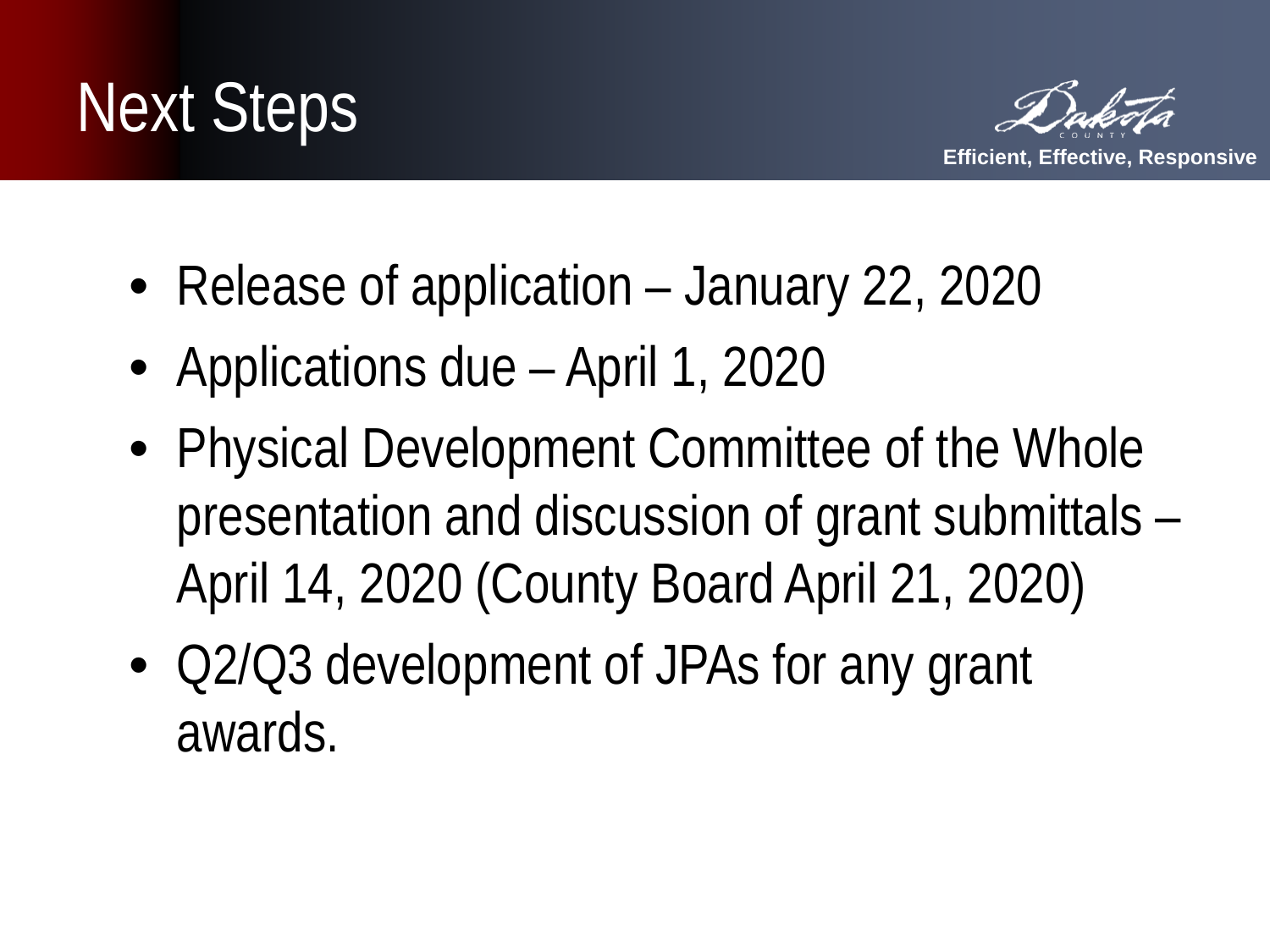# Next Steps

- Release of application – January 22, 2020
- Applications due – April 1, 2020
- Physical Development Committee of the Whole presentation and discussion of grant submittals – April 14, 2020 (County Board April 21, 2020)
- Q2/Q3 development of JPAs for any grant awards.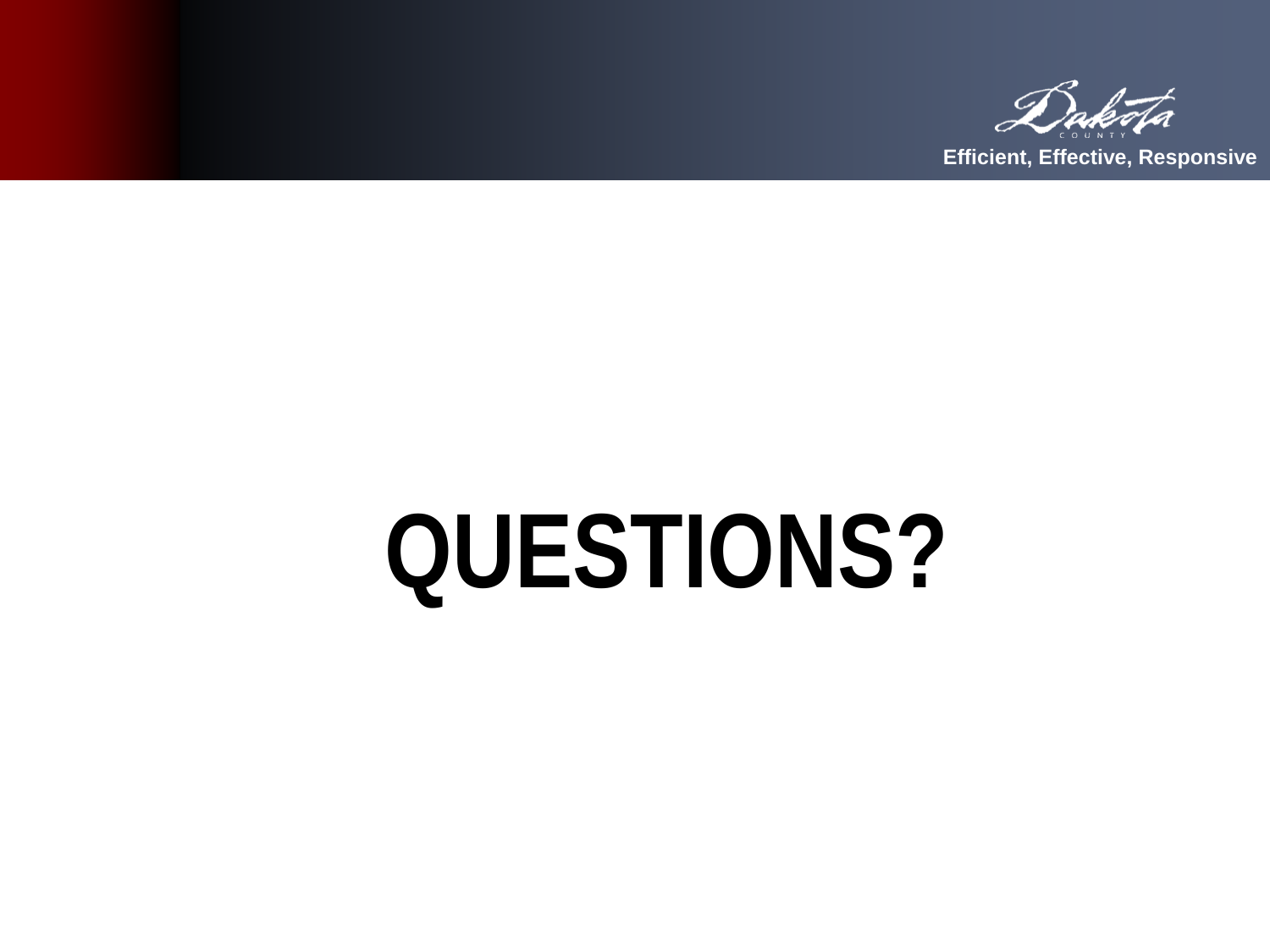# QUESTIONS?